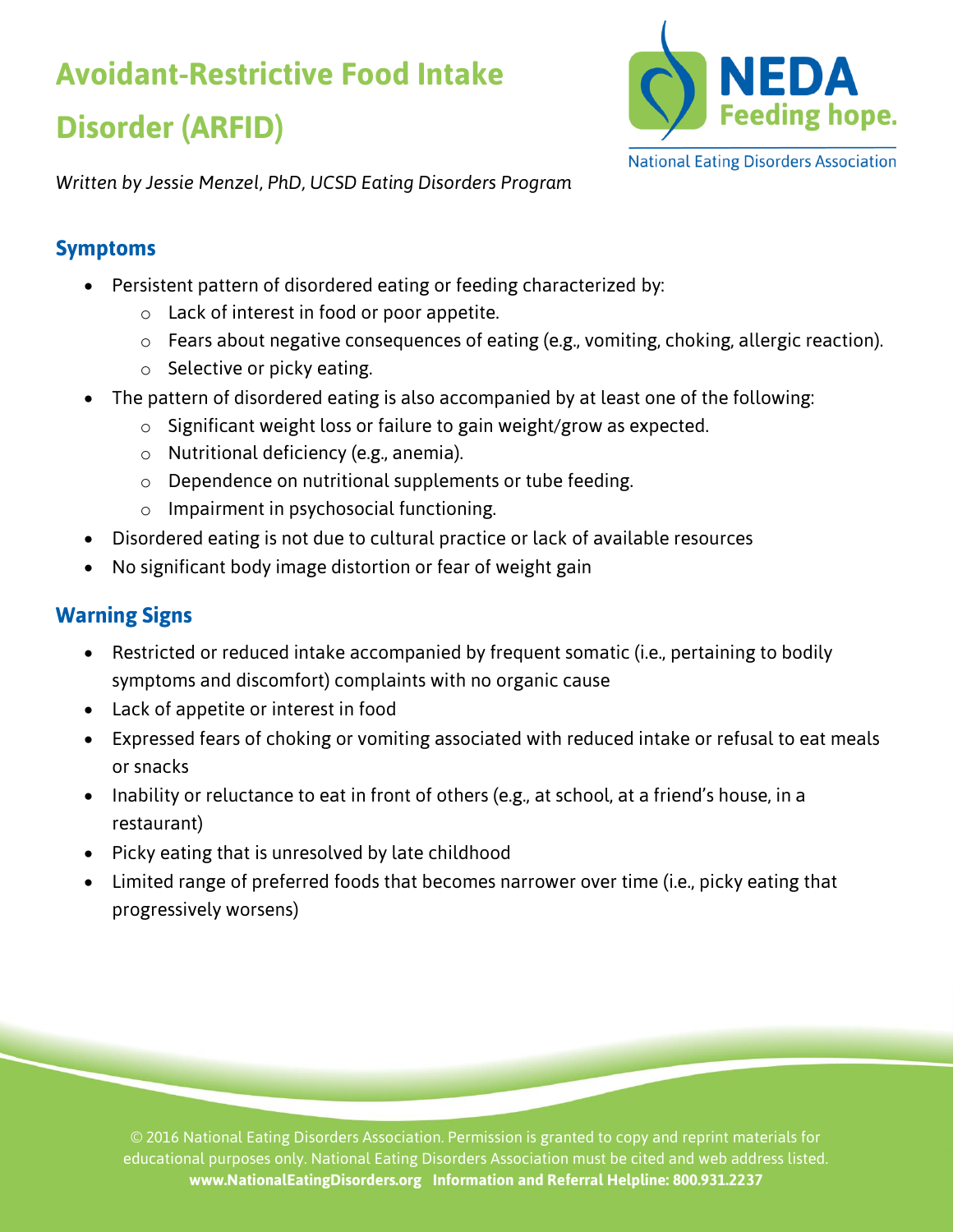# Avoidant-Restrictive Food Intake Disorder (ARFID)

NEDA Feeding hope.

National Eating Disorders Association

*Written by Jessie Menzel, PhD, UCSD Eating Disorders Program*

## Symptoms

- Persistent pattern of disordered eating or feeding characterized by:
    - Lack of interest in food or poor appetite.
    - Fears about negative consequences of eating (e.g., vomiting, choking, allergic reaction).
    - Selective or picky eating.
- The pattern of disordered eating is also accompanied by at least one of the following:
    - Significant weight loss or failure to gain weight/grow as expected.
    - Nutritional deficiency (e.g., anemia).
    - Dependence on nutritional supplements or tube feeding.
    - Impairment in psychosocial functioning.
- Disordered eating is not due to cultural practice or lack of available resources
- No significant body image distortion or fear of weight gain

## Warning Signs

- Restricted or reduced intake accompanied by frequent somatic (i.e., pertaining to bodily symptoms and discomfort) complaints with no organic cause
- Lack of appetite or interest in food
- Expressed fears of choking or vomiting associated with reduced intake or refusal to eat meals or snacks
- Inability or reluctance to eat in front of others (e.g., at school, at a friend's house, in a restaurant)
- Picky eating that is unresolved by late childhood
- Limited range of preferred foods that becomes narrower over time (i.e., picky eating that progressively worsens)

© 2016 National Eating Disorders Association. Permission is granted to copy and reprint materials for educational purposes only. National Eating Disorders Association must be cited and web address listed.
**www.NationalEatingDisorders.org Information and Referral Helpline: 800.931.2237**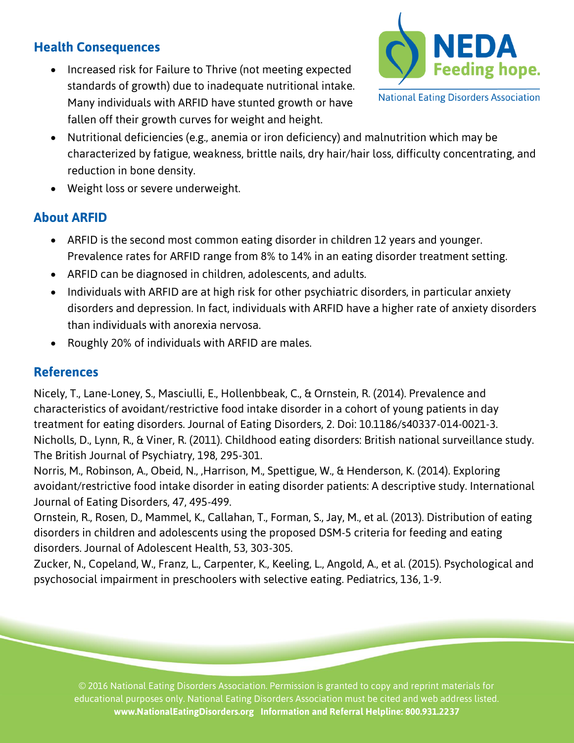## Health Consequences

- Increased risk for Failure to Thrive (not meeting expected standards of growth) due to inadequate nutritional intake. Many individuals with ARFID have stunted growth or have fallen off their growth curves for weight and height.
- Nutritional deficiencies (e.g., anemia or iron deficiency) and malnutrition which may be characterized by fatigue, weakness, brittle nails, dry hair/hair loss, difficulty concentrating, and reduction in bone density.
- Weight loss or severe underweight.

## About ARFID

- ARFID is the second most common eating disorder in children 12 years and younger. Prevalence rates for ARFID range from 8% to 14% in an eating disorder treatment setting.
- ARFID can be diagnosed in children, adolescents, and adults.
- Individuals with ARFID are at high risk for other psychiatric disorders, in particular anxiety disorders and depression. In fact, individuals with ARFID have a higher rate of anxiety disorders than individuals with anorexia nervosa.
- Roughly 20% of individuals with ARFID are males.

## References

Nicely, T., Lane-Loney, S., Masciulli, E., Hollenbbeak, C., & Ornstein, R. (2014). Prevalence and characteristics of avoidant/restrictive food intake disorder in a cohort of young patients in day treatment for eating disorders. Journal of Eating Disorders, 2. Doi: 10.1186/s40337-014-0021-3.

Nicholls, D., Lynn, R., & Viner, R. (2011). Childhood eating disorders: British national surveillance study. The British Journal of Psychiatry, 198, 295-301.

Norris, M., Robinson, A., Obeid, N., ,Harrison, M., Spettigue, W., & Henderson, K. (2014). Exploring avoidant/restrictive food intake disorder in eating disorder patients: A descriptive study. International Journal of Eating Disorders, 47, 495-499.

Ornstein, R., Rosen, D., Mammel, K., Callahan, T., Forman, S., Jay, M., et al. (2013). Distribution of eating disorders in children and adolescents using the proposed DSM-5 criteria for feeding and eating disorders. Journal of Adolescent Health, 53, 303-305.

Zucker, N., Copeland, W., Franz, L., Carpenter, K., Keeling, L., Angold, A., et al. (2015). Psychological and psychosocial impairment in preschoolers with selective eating. Pediatrics, 136, 1-9.

© 2016 National Eating Disorders Association. Permission is granted to copy and reprint materials for educational purposes only. National Eating Disorders Association must be cited and web address listed.
**www.NationalEatingDisorders.org Information and Referral Helpline: 800.931.2237**